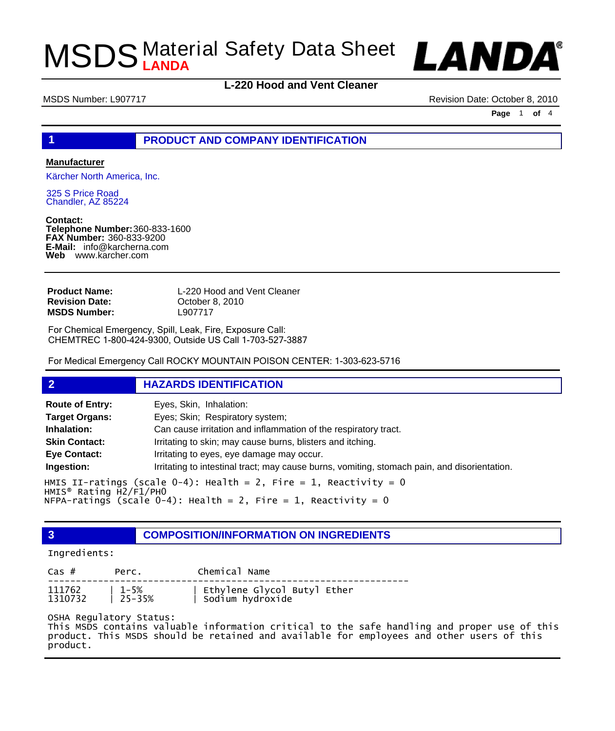# MSDS Material Safety Data Sheet LANDA

**LANDA®**

## L-220 Hood and Vent Cleaner

MSDS Number: L907717  Revision Date: October 8, 2010

## 1 PRODUCT AND COMPANY IDENTIFICATION

**Manufacturer**

Kärcher North America, Inc.

325 S Price Road
Chandler, AZ 85224

**Contact:**
**Telephone Number:** 360-833-1600
**FAX Number:** 360-833-9200
**E-Mail:** info@karcherna.com
**Web** www.karcher.com

| | |
|---|---|
| **Product Name:** | L-220 Hood and Vent Cleaner |
| **Revision Date:** | October 8, 2010 |
| **MSDS Number:** | L907717 |

For Chemical Emergency, Spill, Leak, Fire, Exposure Call:
CHEMTREC 1-800-424-9300, Outside US Call 1-703-527-3887

For Medical Emergency Call ROCKY MOUNTAIN POISON CENTER: 1-303-623-5716

## 2 HAZARDS IDENTIFICATION

| | |
|---|---|
| **Route of Entry:** | Eyes, Skin, Inhalation: |
| **Target Organs:** | Eyes; Skin; Respiratory system; |
| **Inhalation:** | Can cause irritation and inflammation of the respiratory tract. |
| **Skin Contact:** | Irritating to skin; may cause burns, blisters and itching. |
| **Eye Contact:** | Irritating to eyes, eye damage may occur. |
| **Ingestion:** | Irritating to intestinal tract; may cause burns, vomiting, stomach pain, and disorientation. |

HMIS II-ratings (scale 0-4): Health = 2, Fire = 1, Reactivity = 0
HMIS® Rating H2/F1/PH0
NFPA-ratings (scale 0-4): Health = 2, Fire = 1, Reactivity = 0

## 3 COMPOSITION/INFORMATION ON INGREDIENTS

Ingredients:

| Cas # | Perc. | Chemical Name |
|---|---|---|
| 111762 | 1-5% | Ethylene Glycol Butyl Ether |
| 1310732 | 25-35% | Sodium hydroxide |

OSHA Regulatory Status:
This MSDS contains valuable information critical to the safe handling and proper use of this product. This MSDS should be retained and available for employees and other users of this product.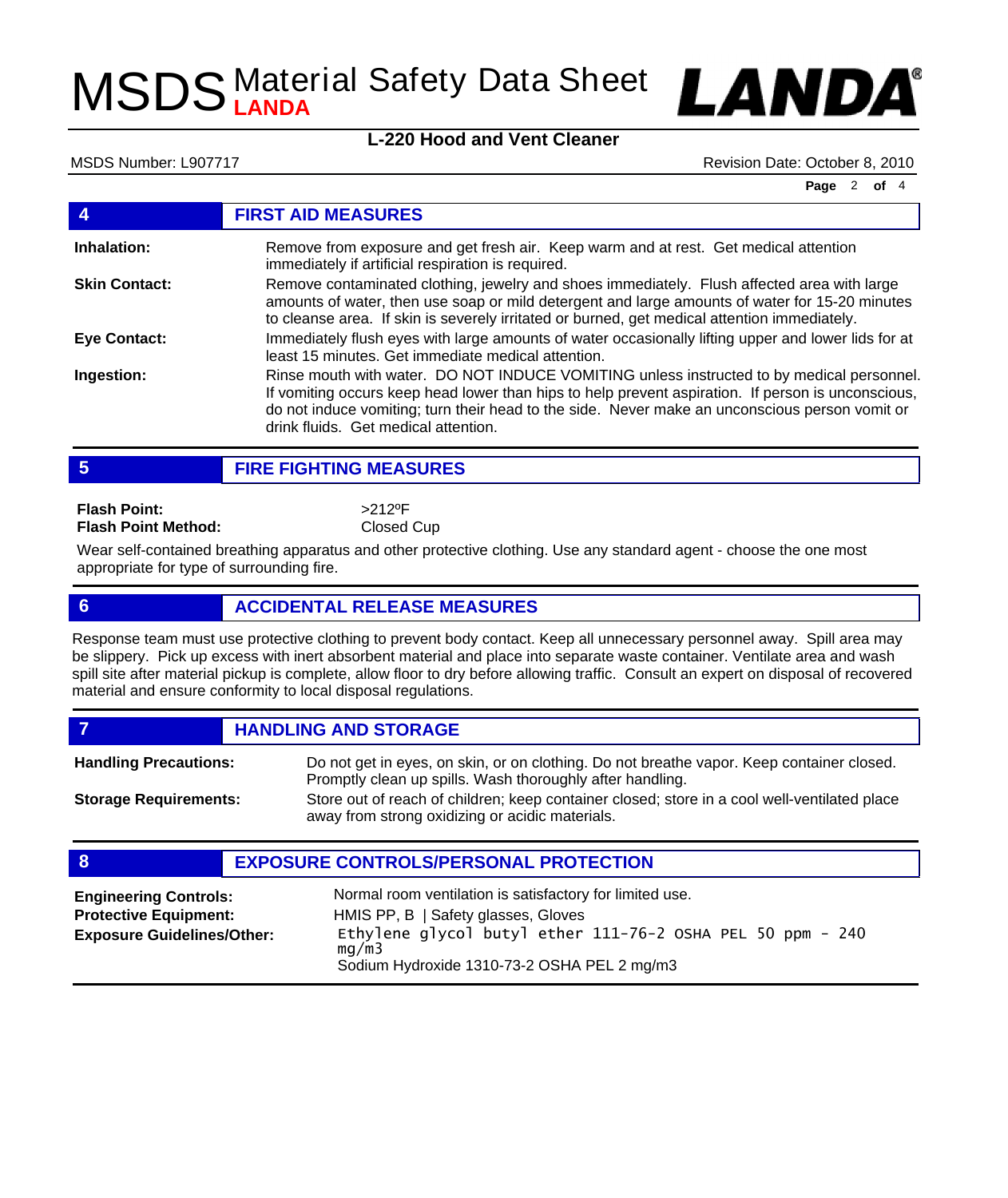## 4 FIRST AID MEASURES

**Inhalation:** Remove from exposure and get fresh air. Keep warm and at rest. Get medical attention immediately if artificial respiration is required.

**Skin Contact:** Remove contaminated clothing, jewelry and shoes immediately. Flush affected area with large amounts of water, then use soap or mild detergent and large amounts of water for 15-20 minutes to cleanse area. If skin is severely irritated or burned, get medical attention immediately.

**Eye Contact:** Immediately flush eyes with large amounts of water occasionally lifting upper and lower lids for at least 15 minutes. Get immediate medical attention.

**Ingestion:** Rinse mouth with water. DO NOT INDUCE VOMITING unless instructed to by medical personnel. If vomiting occurs keep head lower than hips to help prevent aspiration. If person is unconscious, do not induce vomiting; turn their head to the side. Never make an unconscious person vomit or drink fluids. Get medical attention.

## 5 FIRE FIGHTING MEASURES

**Flash Point:** >212ºF
**Flash Point Method:** Closed Cup

Wear self-contained breathing apparatus and other protective clothing. Use any standard agent - choose the one most appropriate for type of surrounding fire.

## 6 ACCIDENTAL RELEASE MEASURES

Response team must use protective clothing to prevent body contact. Keep all unnecessary personnel away. Spill area may be slippery. Pick up excess with inert absorbent material and place into separate waste container. Ventilate area and wash spill site after material pickup is complete, allow floor to dry before allowing traffic. Consult an expert on disposal of recovered material and ensure conformity to local disposal regulations.

## 7 HANDLING AND STORAGE

**Handling Precautions:** Do not get in eyes, on skin, or on clothing. Do not breathe vapor. Keep container closed. Promptly clean up spills. Wash thoroughly after handling.

**Storage Requirements:** Store out of reach of children; keep container closed; store in a cool well-ventilated place away from strong oxidizing or acidic materials.

## 8 EXPOSURE CONTROLS/PERSONAL PROTECTION

**Engineering Controls:** Normal room ventilation is satisfactory for limited use.

**Protective Equipment:** HMIS PP, B | Safety glasses, Gloves

**Exposure Guidelines/Other:** Ethylene glycol butyl ether 111-76-2 OSHA PEL 50 ppm - 240 mg/m3
Sodium Hydroxide 1310-73-2 OSHA PEL 2 mg/m3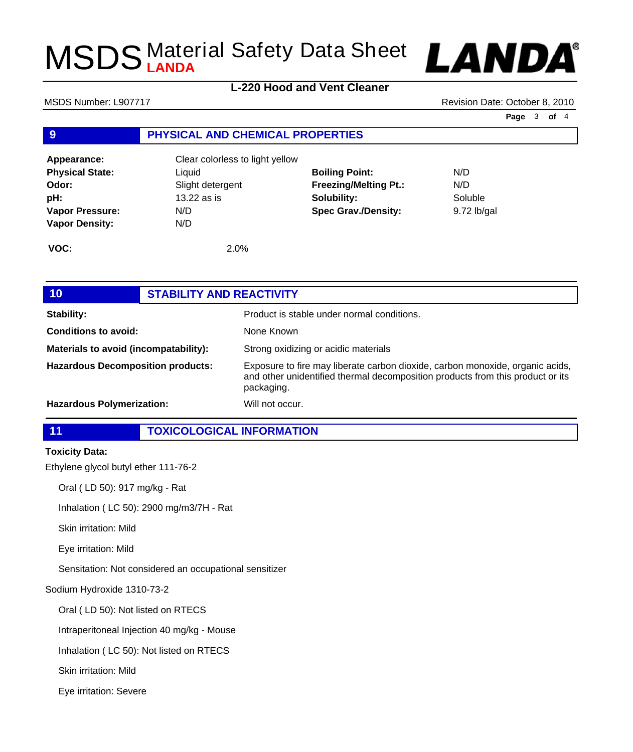## 9 PHYSICAL AND CHEMICAL PROPERTIES

| | | | |
|---|---|---|---|
| **Appearance:** | Clear colorless to light yellow | | |
| **Physical State:** | Liquid | **Boiling Point:** | N/D |
| **Odor:** | Slight detergent | **Freezing/Melting Pt.:** | N/D |
| **pH:** | 13.22 as is | **Solubility:** | Soluble |
| **Vapor Pressure:** | N/D | **Spec Grav./Density:** | 9.72 lb/gal |
| **Vapor Density:** | N/D | | |

**VOC:** 2.0%

## 10 STABILITY AND REACTIVITY

| | |
|---|---|
| **Stability:** | Product is stable under normal conditions. |
| **Conditions to avoid:** | None Known |
| **Materials to avoid (incompatability):** | Strong oxidizing or acidic materials |
| **Hazardous Decomposition products:** | Exposure to fire may liberate carbon dioxide, carbon monoxide, organic acids, and other unidentified thermal decomposition products from this product or its packaging. |
| **Hazardous Polymerization:** | Will not occur. |

## 11 TOXICOLOGICAL INFORMATION

**Toxicity Data:**

Ethylene glycol butyl ether 111-76-2

- Oral ( LD 50): 917 mg/kg - Rat
- Inhalation ( LC 50): 2900 mg/m3/7H - Rat
- Skin irritation: Mild
- Eye irritation: Mild
- Sensitation: Not considered an occupational sensitizer

Sodium Hydroxide 1310-73-2

- Oral ( LD 50): Not listed on RTECS
- Intraperitoneal Injection 40 mg/kg - Mouse
- Inhalation ( LC 50): Not listed on RTECS
- Skin irritation: Mild
- Eye irritation: Severe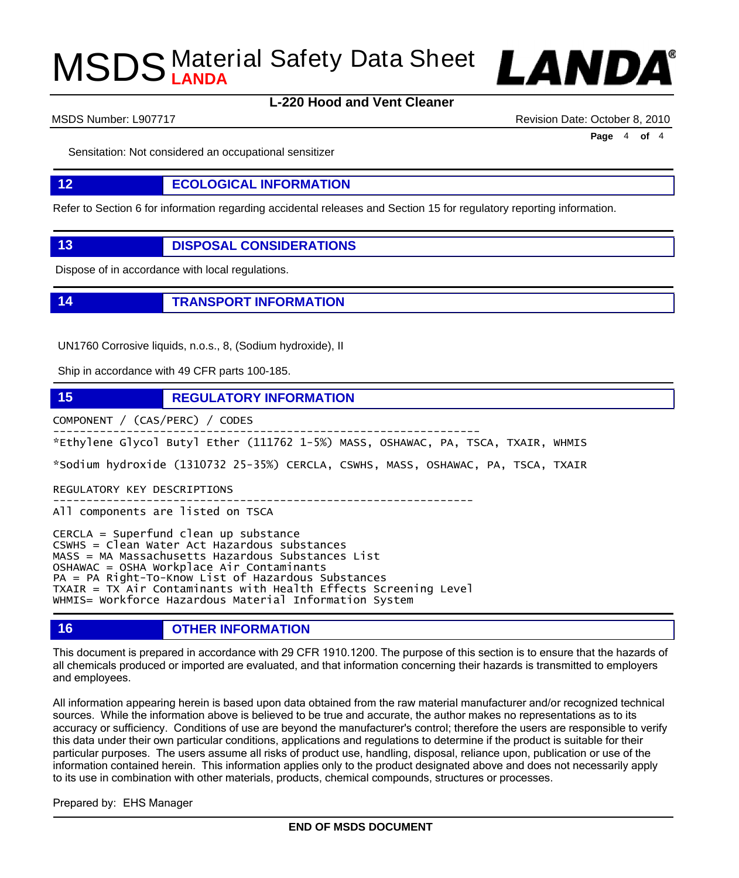Sensitation: Not considered an occupational sensitizer

## 12 ECOLOGICAL INFORMATION

Refer to Section 6 for information regarding accidental releases and Section 15 for regulatory reporting information.

## 13 DISPOSAL CONSIDERATIONS

Dispose of in accordance with local regulations.

## 14 TRANSPORT INFORMATION

UN1760 Corrosive liquids, n.o.s., 8, (Sodium hydroxide), II

Ship in accordance with 49 CFR parts 100-185.

## 15 REGULATORY INFORMATION

```
COMPONENT / (CAS/PERC) / CODES
----------------------------------------------------------------
*Ethylene Glycol Butyl Ether (111762 1-5%) MASS, OSHAWAC, PA, TSCA, TXAIR, WHMIS

*Sodium hydroxide (1310732 25-35%) CERCLA, CSWHS, MASS, OSHAWAC, PA, TSCA, TXAIR

REGULATORY KEY DESCRIPTIONS
----------------------------------------------------------------
All components are listed on TSCA

CERCLA = Superfund clean up substance
CSWHS = Clean Water Act Hazardous substances
MASS = MA Massachusetts Hazardous Substances List
OSHAWAC = OSHA Workplace Air Contaminants
PA = PA Right-To-Know List of Hazardous Substances
TXAIR = TX Air Contaminants with Health Effects Screening Level
WHMIS= Workforce Hazardous Material Information System
```

## 16 OTHER INFORMATION

This document is prepared in accordance with 29 CFR 1910.1200. The purpose of this section is to ensure that the hazards of all chemicals produced or imported are evaluated, and that information concerning their hazards is transmitted to employers and employees.

All information appearing herein is based upon data obtained from the raw material manufacturer and/or recognized technical sources. While the information above is believed to be true and accurate, the author makes no representations as to its accuracy or sufficiency. Conditions of use are beyond the manufacturer's control; therefore the users are responsible to verify this data under their own particular conditions, applications and regulations to determine if the product is suitable for their particular purposes. The users assume all risks of product use, handling, disposal, reliance upon, publication or use of the information contained herein. This information applies only to the product designated above and does not necessarily apply to its use in combination with other materials, products, chemical compounds, structures or processes.

Prepared by: EHS Manager

**END OF MSDS DOCUMENT**